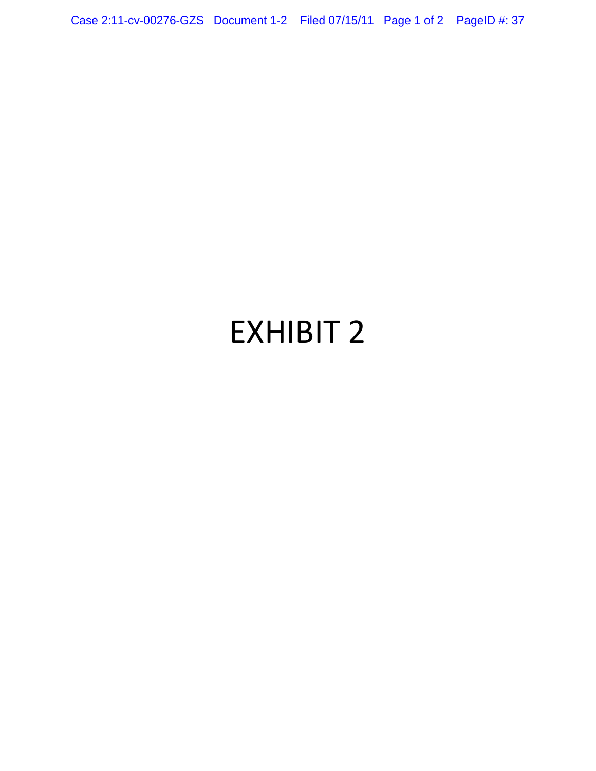# EXHIBIT 2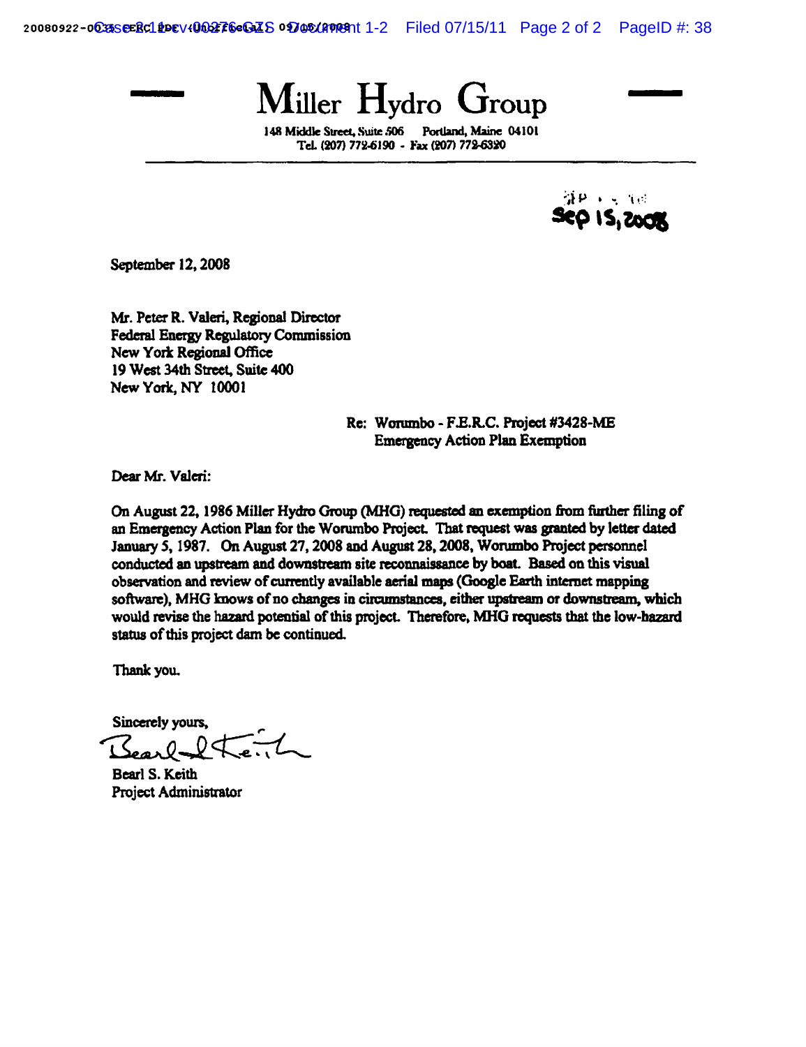# Miller Hydro Group

148 Middle Street, Suite 506    Portland, Maine 04101
Tel. (207) 772-6190 - Fax (207) 772-6320

Sep 15, 2008

September 12, 2008

Mr. Peter R. Valeri, Regional Director
Federal Energy Regulatory Commission
New York Regional Office
19 West 34th Street, Suite 400
New York, NY 10001

Re: Worumbo - F.E.R.C. Project #3428-ME
Emergency Action Plan Exemption

Dear Mr. Valeri:

On August 22, 1986 Miller Hydro Group (MHG) requested an exemption from further filing of an Emergency Action Plan for the Worumbo Project. That request was granted by letter dated January 5, 1987. On August 27, 2008 and August 28, 2008, Worumbo Project personnel conducted an upstream and downstream site reconnaissance by boat. Based on this visual observation and review of currently available aerial maps (Google Earth internet mapping software), MHG knows of no changes in circumstances, either upstream or downstream, which would revise the hazard potential of this project. Therefore, MHG requests that the low-hazard status of this project dam be continued.

Thank you.

Sincerely yours,

Bearl S. Keith
Project Administrator